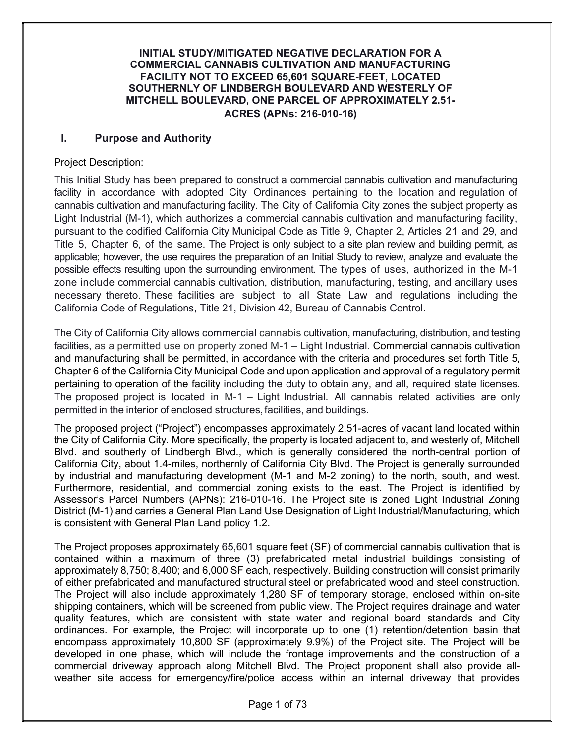# INITIAL STUDY/MITIGATED NEGATIVE DECLARATION FOR A COMMERCIAL CANNABIS CULTIVATION AND MANUFACTURING FACILITY NOT TO EXCEED 65,601 SQUARE-FEET, LOCATED SOUTHERNLY OF LINDBERGH BOULEVARD AND WESTERLY OF MITCHELL BOULEVARD, ONE PARCEL OF APPROXIMATELY 2.51-ACRES (APNs: 216-010-16)

## I. Purpose and Authority

Project Description:

This Initial Study has been prepared to construct a commercial cannabis cultivation and manufacturing facility in accordance with adopted City Ordinances pertaining to the location and regulation of cannabis cultivation and manufacturing facility. The City of California City zones the subject property as Light Industrial (M-1), which authorizes a commercial cannabis cultivation and manufacturing facility, pursuant to the codified California City Municipal Code as Title 9, Chapter 2, Articles 21 and 29, and Title 5, Chapter 6, of the same. The Project is only subject to a site plan review and building permit, as applicable; however, the use requires the preparation of an Initial Study to review, analyze and evaluate the possible effects resulting upon the surrounding environment. The types of uses, authorized in the M-1 zone include commercial cannabis cultivation, distribution, manufacturing, testing, and ancillary uses necessary thereto. These facilities are subject to all State Law and regulations including the California Code of Regulations, Title 21, Division 42, Bureau of Cannabis Control.

The City of California City allows commercial cannabis cultivation, manufacturing, distribution, and testing facilities, as a permitted use on property zoned M-1 – Light Industrial. Commercial cannabis cultivation and manufacturing shall be permitted, in accordance with the criteria and procedures set forth Title 5, Chapter 6 of the California City Municipal Code and upon application and approval of a regulatory permit pertaining to operation of the facility including the duty to obtain any, and all, required state licenses. The proposed project is located in M-1 – Light Industrial. All cannabis related activities are only permitted in the interior of enclosed structures, facilities, and buildings.

The proposed project ("Project") encompasses approximately 2.51-acres of vacant land located within the City of California City. More specifically, the property is located adjacent to, and westerly of, Mitchell Blvd. and southerly of Lindbergh Blvd., which is generally considered the north-central portion of California City, about 1.4-miles, northernly of California City Blvd. The Project is generally surrounded by industrial and manufacturing development (M-1 and M-2 zoning) to the north, south, and west. Furthermore, residential, and commercial zoning exists to the east. The Project is identified by Assessor's Parcel Numbers (APNs): 216-010-16. The Project site is zoned Light Industrial Zoning District (M-1) and carries a General Plan Land Use Designation of Light Industrial/Manufacturing, which is consistent with General Plan Land policy 1.2.

The Project proposes approximately 65,601 square feet (SF) of commercial cannabis cultivation that is contained within a maximum of three (3) prefabricated metal industrial buildings consisting of approximately 8,750; 8,400; and 6,000 SF each, respectively. Building construction will consist primarily of either prefabricated and manufactured structural steel or prefabricated wood and steel construction. The Project will also include approximately 1,280 SF of temporary storage, enclosed within on-site shipping containers, which will be screened from public view. The Project requires drainage and water quality features, which are consistent with state water and regional board standards and City ordinances. For example, the Project will incorporate up to one (1) retention/detention basin that encompass approximately 10,800 SF (approximately 9.9%) of the Project site. The Project will be developed in one phase, which will include the frontage improvements and the construction of a commercial driveway approach along Mitchell Blvd. The Project proponent shall also provide all-weather site access for emergency/fire/police access within an internal driveway that provides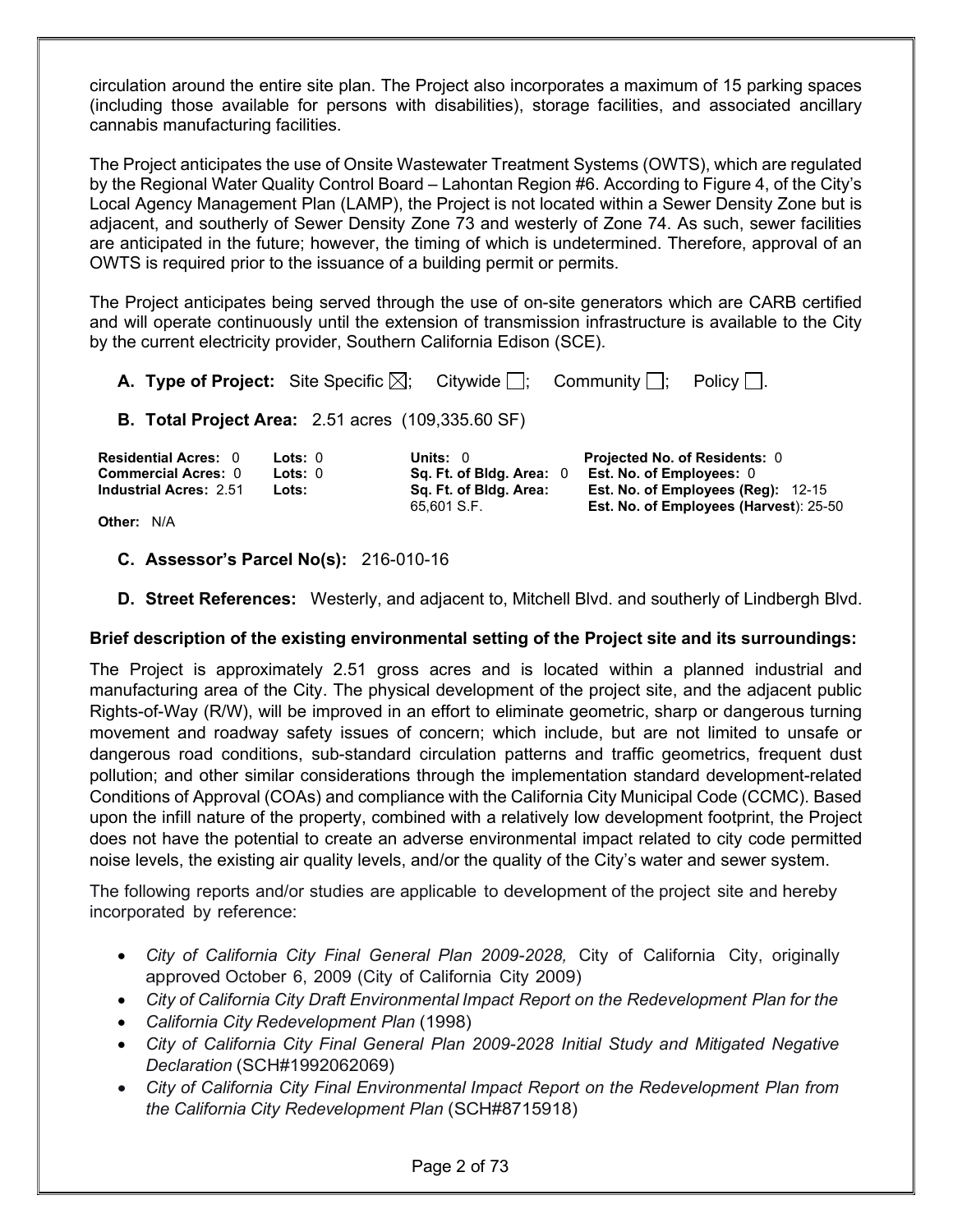circulation around the entire site plan. The Project also incorporates a maximum of 15 parking spaces (including those available for persons with disabilities), storage facilities, and associated ancillary cannabis manufacturing facilities.

The Project anticipates the use of Onsite Wastewater Treatment Systems (OWTS), which are regulated by the Regional Water Quality Control Board – Lahontan Region #6. According to Figure 4, of the City's Local Agency Management Plan (LAMP), the Project is not located within a Sewer Density Zone but is adjacent, and southerly of Sewer Density Zone 73 and westerly of Zone 74. As such, sewer facilities are anticipated in the future; however, the timing of which is undetermined. Therefore, approval of an OWTS is required prior to the issuance of a building permit or permits.

The Project anticipates being served through the use of on-site generators which are CARB certified and will operate continuously until the extension of transmission infrastructure is available to the City by the current electricity provider, Southern California Edison (SCE).

**A. Type of Project:** Site Specific ☒; Citywide ☐; Community ☐; Policy ☐.

**B. Total Project Area:** 2.51 acres (109,335.60 SF)

| | | | |
|---|---|---|---|
| **Residential Acres:** 0 | **Lots:** 0 | **Units:** 0 | **Projected No. of Residents:** 0 |
| **Commercial Acres:** 0 | **Lots:** 0 | **Sq. Ft. of Bldg. Area:** 0 | **Est. No. of Employees:** 0 |
| **Industrial Acres:** 2.51 | **Lots:** | **Sq. Ft. of Bldg. Area:** 65,601 S.F. | **Est. No. of Employees (Reg):** 12-15<br>**Est. No. of Employees (Harvest**): 25-50 |

**Other:** N/A

**C. Assessor's Parcel No(s):** 216-010-16

**D. Street References:** Westerly, and adjacent to, Mitchell Blvd. and southerly of Lindbergh Blvd.

**Brief description of the existing environmental setting of the Project site and its surroundings:**

The Project is approximately 2.51 gross acres and is located within a planned industrial and manufacturing area of the City. The physical development of the project site, and the adjacent public Rights-of-Way (R/W), will be improved in an effort to eliminate geometric, sharp or dangerous turning movement and roadway safety issues of concern; which include, but are not limited to unsafe or dangerous road conditions, sub-standard circulation patterns and traffic geometrics, frequent dust pollution; and other similar considerations through the implementation standard development-related Conditions of Approval (COAs) and compliance with the California City Municipal Code (CCMC). Based upon the infill nature of the property, combined with a relatively low development footprint, the Project does not have the potential to create an adverse environmental impact related to city code permitted noise levels, the existing air quality levels, and/or the quality of the City's water and sewer system.

The following reports and/or studies are applicable to development of the project site and hereby incorporated by reference:

- *City of California City Final General Plan 2009-2028,* City of California City, originally approved October 6, 2009 (City of California City 2009)
- *City of California City Draft Environmental Impact Report on the Redevelopment Plan for the*
- *California City Redevelopment Plan* (1998)
- *City of California City Final General Plan 2009-2028 Initial Study and Mitigated Negative Declaration* (SCH#1992062069)
- *City of California City Final Environmental Impact Report on the Redevelopment Plan from the California City Redevelopment Plan* (SCH#8715918)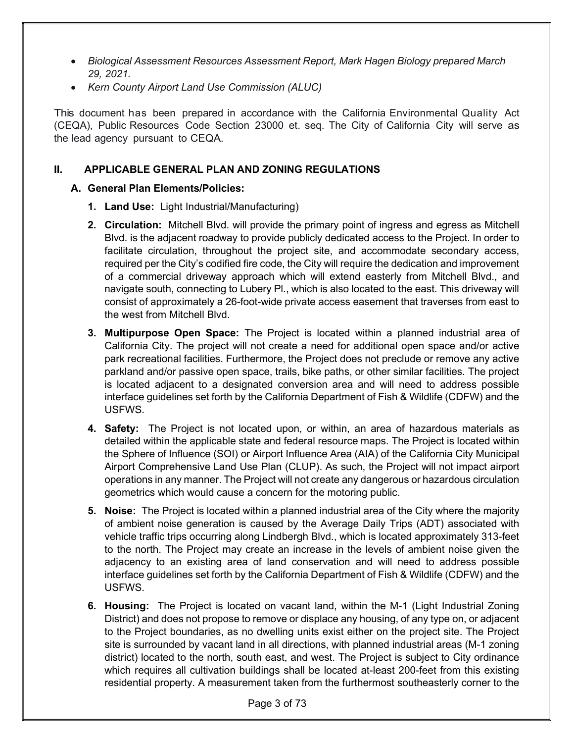- *Biological Assessment Resources Assessment Report, Mark Hagen Biology prepared March 29, 2021.*
- *Kern County Airport Land Use Commission (ALUC)*

This document has been prepared in accordance with the California Environmental Quality Act (CEQA), Public Resources Code Section 23000 et. seq. The City of California City will serve as the lead agency pursuant to CEQA.

## II. APPLICABLE GENERAL PLAN AND ZONING REGULATIONS

### A. General Plan Elements/Policies:

1. **Land Use:** Light Industrial/Manufacturing)
2. **Circulation:** Mitchell Blvd. will provide the primary point of ingress and egress as Mitchell Blvd. is the adjacent roadway to provide publicly dedicated access to the Project. In order to facilitate circulation, throughout the project site, and accommodate secondary access, required per the City's codified fire code, the City will require the dedication and improvement of a commercial driveway approach which will extend easterly from Mitchell Blvd., and navigate south, connecting to Lubery Pl., which is also located to the east. This driveway will consist of approximately a 26-foot-wide private access easement that traverses from east to the west from Mitchell Blvd.
3. **Multipurpose Open Space:** The Project is located within a planned industrial area of California City. The project will not create a need for additional open space and/or active park recreational facilities. Furthermore, the Project does not preclude or remove any active parkland and/or passive open space, trails, bike paths, or other similar facilities. The project is located adjacent to a designated conversion area and will need to address possible interface guidelines set forth by the California Department of Fish & Wildlife (CDFW) and the USFWS.
4. **Safety:** The Project is not located upon, or within, an area of hazardous materials as detailed within the applicable state and federal resource maps. The Project is located within the Sphere of Influence (SOI) or Airport Influence Area (AIA) of the California City Municipal Airport Comprehensive Land Use Plan (CLUP). As such, the Project will not impact airport operations in any manner. The Project will not create any dangerous or hazardous circulation geometrics which would cause a concern for the motoring public.
5. **Noise:** The Project is located within a planned industrial area of the City where the majority of ambient noise generation is caused by the Average Daily Trips (ADT) associated with vehicle traffic trips occurring along Lindbergh Blvd., which is located approximately 313-feet to the north. The Project may create an increase in the levels of ambient noise given the adjacency to an existing area of land conservation and will need to address possible interface guidelines set forth by the California Department of Fish & Wildlife (CDFW) and the USFWS.
6. **Housing:** The Project is located on vacant land, within the M-1 (Light Industrial Zoning District) and does not propose to remove or displace any housing, of any type on, or adjacent to the Project boundaries, as no dwelling units exist either on the project site. The Project site is surrounded by vacant land in all directions, with planned industrial areas (M-1 zoning district) located to the north, south east, and west. The Project is subject to City ordinance which requires all cultivation buildings shall be located at-least 200-feet from this existing residential property. A measurement taken from the furthermost southeasterly corner to the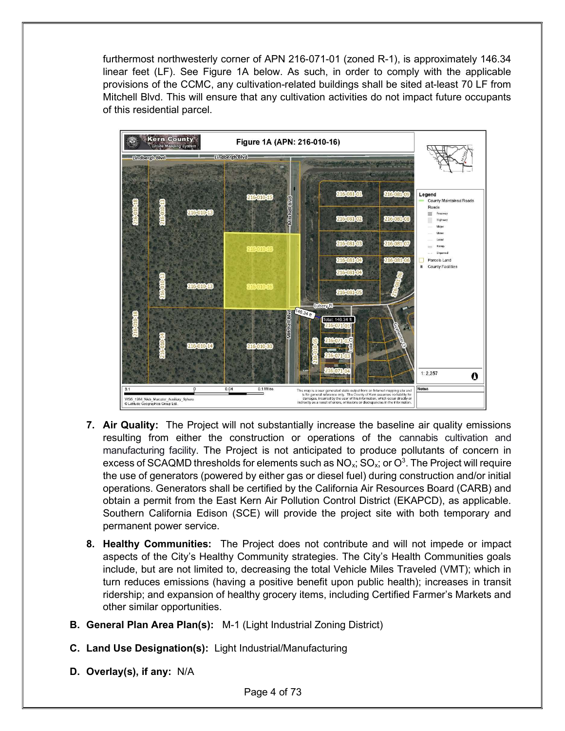furthermost northwesterly corner of APN 216-071-01 (zoned R-1), is approximately 146.34 linear feet (LF). See Figure 1A below. As such, in order to comply with the applicable provisions of the CCMC, any cultivation-related buildings shall be sited at-least 70 LF from Mitchell Blvd. This will ensure that any cultivation activities do not impact future occupants of this residential parcel.

7. **Air Quality:** The Project will not substantially increase the baseline air quality emissions resulting from either the construction or operations of the cannabis cultivation and manufacturing facility. The Project is not anticipated to produce pollutants of concern in excess of SCAQMD thresholds for elements such as $NO_x$; $SO_x$; or $O^3$. The Project will require the use of generators (powered by either gas or diesel fuel) during construction and/or initial operations. Generators shall be certified by the California Air Resources Board (CARB) and obtain a permit from the East Kern Air Pollution Control District (EKAPCD), as applicable. Southern California Edison (SCE) will provide the project site with both temporary and permanent power service.

8. **Healthy Communities:** The Project does not contribute and will not impede or impact aspects of the City's Healthy Community strategies. The City's Health Communities goals include, but are not limited to, decreasing the total Vehicle Miles Traveled (VMT); which in turn reduces emissions (having a positive benefit upon public health); increases in transit ridership; and expansion of healthy grocery items, including Certified Farmer's Markets and other similar opportunities.

**B. General Plan Area Plan(s):** M-1 (Light Industrial Zoning District)

**C. Land Use Designation(s):** Light Industrial/Manufacturing

**D. Overlay(s), if any:** N/A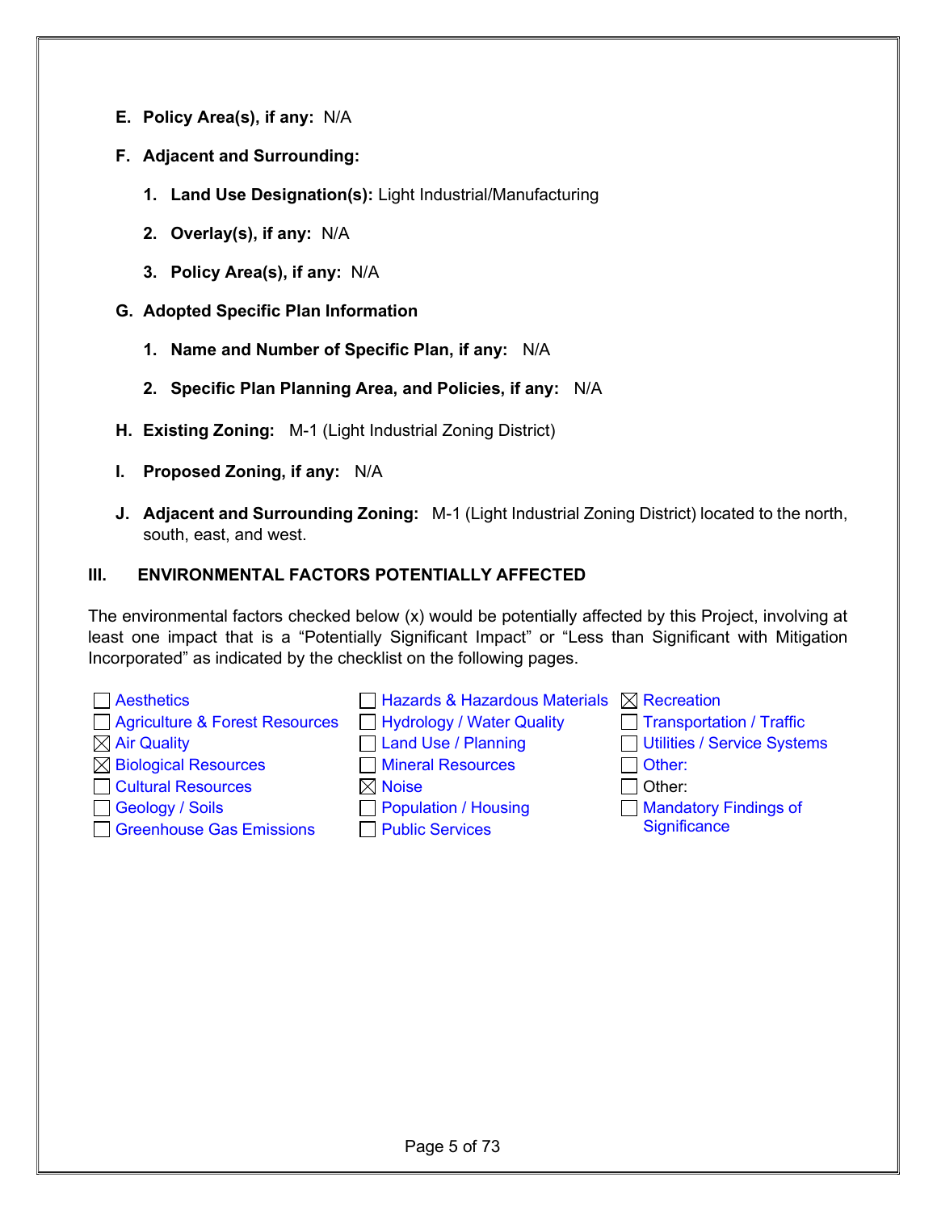**E. Policy Area(s), if any:** N/A

**F. Adjacent and Surrounding:**

1. **Land Use Designation(s):** Light Industrial/Manufacturing
2. **Overlay(s), if any:** N/A
3. **Policy Area(s), if any:** N/A

**G. Adopted Specific Plan Information**

1. **Name and Number of Specific Plan, if any:** N/A
2. **Specific Plan Planning Area, and Policies, if any:** N/A

**H. Existing Zoning:** M-1 (Light Industrial Zoning District)

**I. Proposed Zoning, if any:** N/A

**J. Adjacent and Surrounding Zoning:** M-1 (Light Industrial Zoning District) located to the north, south, east, and west.

## III. ENVIRONMENTAL FACTORS POTENTIALLY AFFECTED

The environmental factors checked below (x) would be potentially affected by this Project, involving at least one impact that is a "Potentially Significant Impact" or "Less than Significant with Mitigation Incorporated" as indicated by the checklist on the following pages.

- ☐ Aesthetics
- ☐ Agriculture & Forest Resources
- ☒ Air Quality
- ☒ Biological Resources
- ☐ Cultural Resources
- ☐ Geology / Soils
- ☐ Greenhouse Gas Emissions
- ☐ Hazards & Hazardous Materials
- ☐ Hydrology / Water Quality
- ☐ Land Use / Planning
- ☐ Mineral Resources
- ☒ Noise
- ☐ Population / Housing
- ☐ Public Services
- ☒ Recreation
- ☐ Transportation / Traffic
- ☐ Utilities / Service Systems
- ☐ Other:
- ☐ Other:
- ☐ Mandatory Findings of Significance